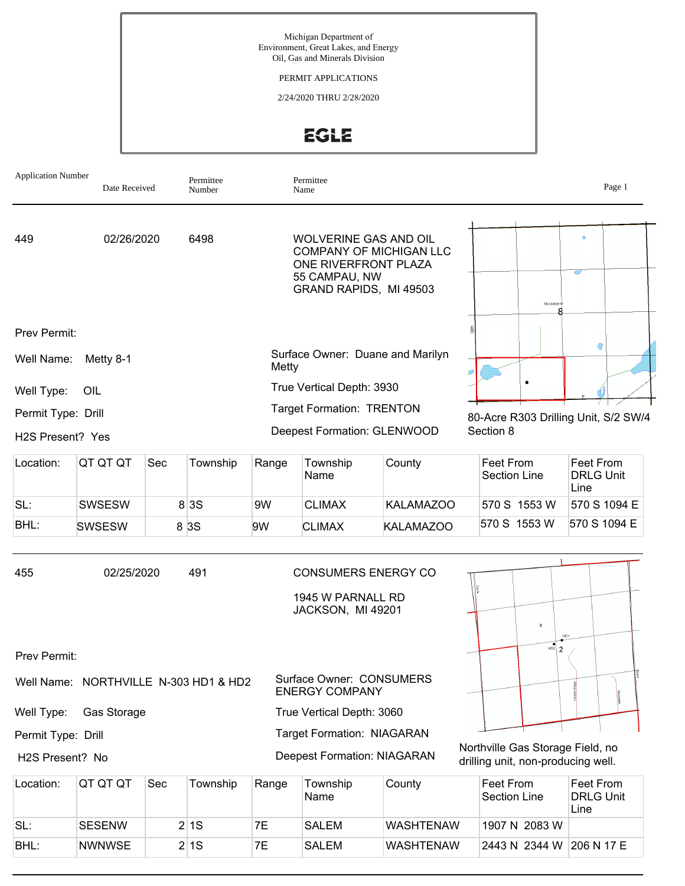Michigan Department of
Environment, Great Lakes, and Energy
Oil, Gas and Minerals Division

PERMIT APPLICATIONS

2/24/2020 THRU 2/28/2020

EGLE

| Application Number | Date Received | Permittee Number | Permittee Name |
|---|---|---|---|

---

| 449 | 02/26/2020 | 6498 | WOLVERINE GAS AND OIL COMPANY OF MICHIGAN LLC<br>ONE RIVERFRONT PLAZA<br>55 CAMPAU, NW<br>GRAND RAPIDS, MI 49503 |
|---|---|---|---|

Prev Permit:

Well Name: Metty 8-1

Well Type: OIL

Permit Type: Drill

H2S Present? Yes

Surface Owner: Duane and Marilyn Metty

True Vertical Depth: 3930

Target Formation: TRENTON

Deepest Formation: GLENWOOD

80-Acre R303 Drilling Unit, S/2 SW/4 Section 8

| Location: | QT QT QT | Sec | Township | Range | Township Name | County | Feet From Section Line | Feet From DRLG Unit Line |
|---|---|---|---|---|---|---|---|---|
| SL: | SWSESW | 8 | 3S | 9W | CLIMAX | KALAMAZOO | 570 S 1553 W | 570 S 1094 E |
| BHL: | SWSESW | 8 | 3S | 9W | CLIMAX | KALAMAZOO | 570 S 1553 W | 570 S 1094 E |

---

| 455 | 02/25/2020 | 491 | CONSUMERS ENERGY CO<br>1945 W PARNALL RD<br>JACKSON, MI 49201 |
|---|---|---|---|

Prev Permit:

Well Name: NORTHVILLE N-303 HD1 & HD2

Well Type: Gas Storage

Permit Type: Drill

H2S Present? No

Surface Owner: CONSUMERS ENERGY COMPANY

True Vertical Depth: 3060

Target Formation: NIAGARAN

Deepest Formation: NIAGARAN

Northville Gas Storage Field, no drilling unit, non-producing well.

| Location: | QT QT QT | Sec | Township | Range | Township Name | County | Feet From Section Line | Feet From DRLG Unit Line |
|---|---|---|---|---|---|---|---|---|
| SL: | SESENW | 2 | 1S | 7E | SALEM | WASHTENAW | 1907 N 2083 W | |
| BHL: | NWNWSE | 2 | 1S | 7E | SALEM | WASHTENAW | 2443 N 2344 W | 206 N 17 E |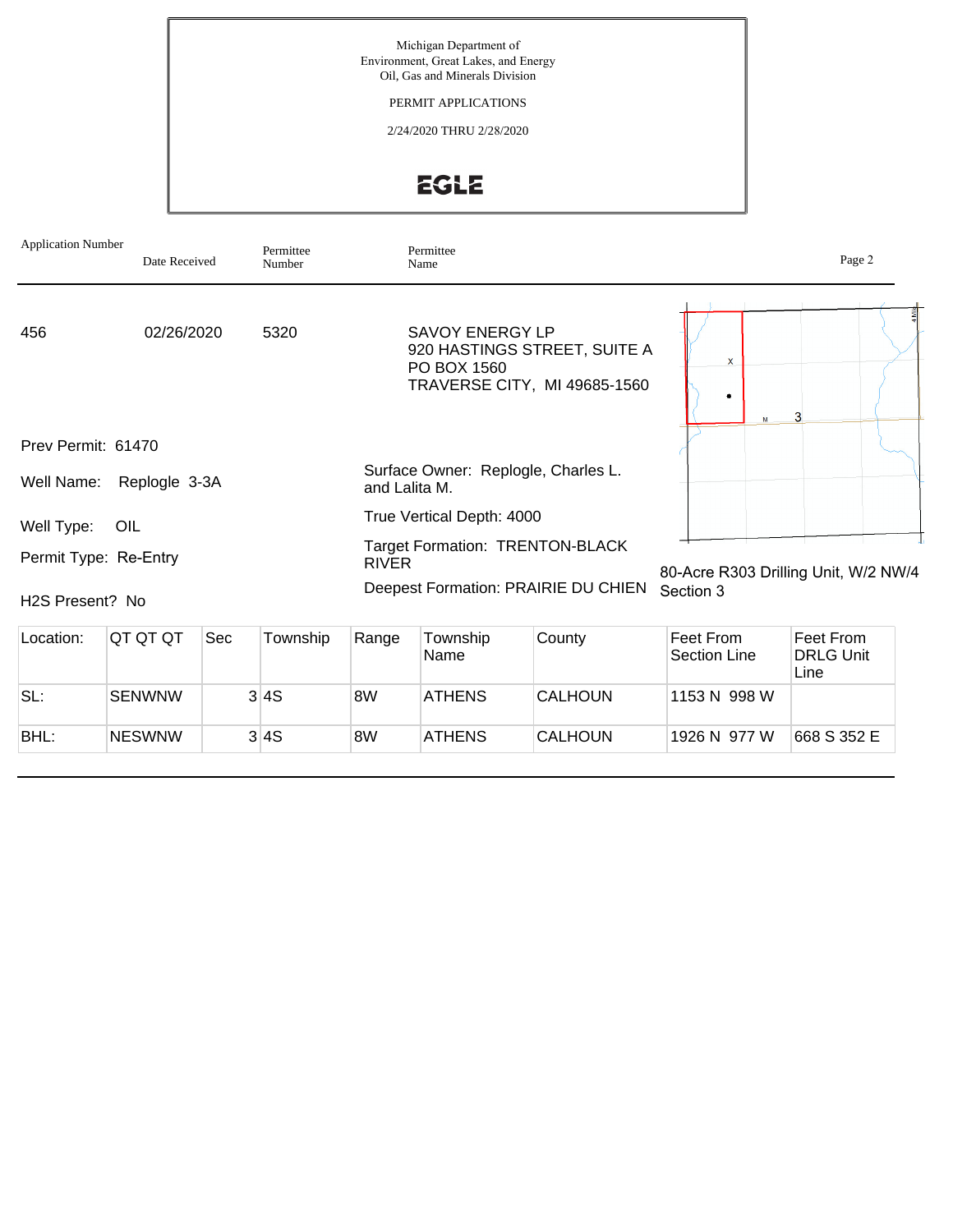Michigan Department of
Environment, Great Lakes, and Energy
Oil, Gas and Minerals Division

PERMIT APPLICATIONS

2/24/2020 THRU 2/28/2020

EGLE

| Application Number | Date Received | Permittee Number | Permittee Name |
|---|---|---|---|
| 456 | 02/26/2020 | 5320 | SAVOY ENERGY LP<br>920 HASTINGS STREET, SUITE A<br>PO BOX 1560<br>TRAVERSE CITY, MI 49685-1560 |

Prev Permit: 61470

Well Name: Replogle 3-3A

Well Type: OIL

Permit Type: Re-Entry

H2S Present? No

Surface Owner: Replogle, Charles L. and Lalita M.

True Vertical Depth: 4000

Target Formation: TRENTON-BLACK RIVER

Deepest Formation: PRAIRIE DU CHIEN

80-Acre R303 Drilling Unit, W/2 NW/4 Section 3

| Location: | QT QT QT | Sec | Township | Range | Township Name | County | Feet From Section Line | Feet From DRLG Unit Line |
|---|---|---|---|---|---|---|---|---|
| SL: | SENWNW | 3 | 4S | 8W | ATHENS | CALHOUN | 1153 N 998 W | |
| BHL: | NESWNW | 3 | 4S | 8W | ATHENS | CALHOUN | 1926 N 977 W | 668 S 352 E |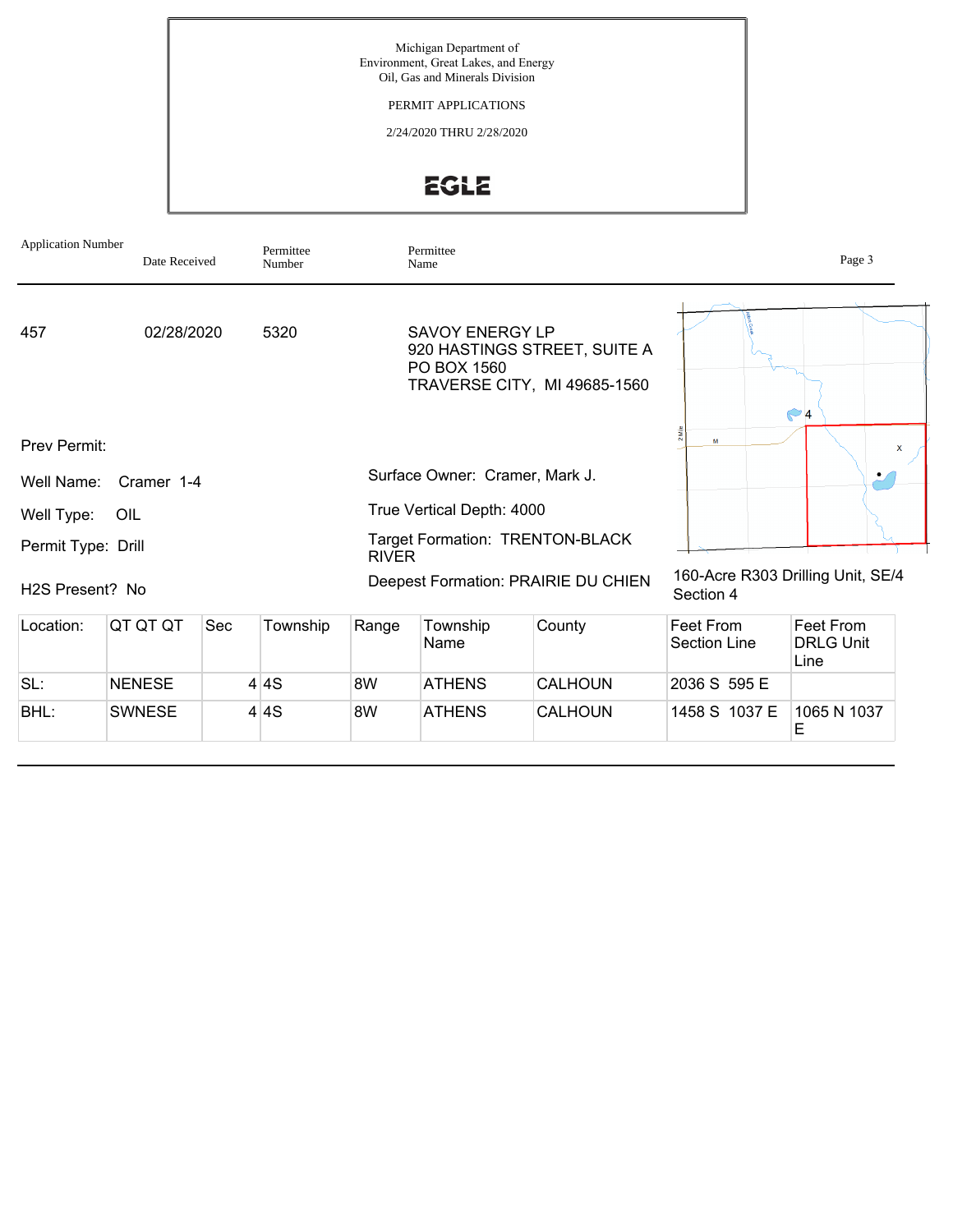Michigan Department of
Environment, Great Lakes, and Energy
Oil, Gas and Minerals Division

PERMIT APPLICATIONS

2/24/2020 THRU 2/28/2020

EGLE

| Application Number | Date Received | Permittee Number | Permittee Name |
|---|---|---|---|
| 457 | 02/28/2020 | 5320 | SAVOY ENERGY LP<br>920 HASTINGS STREET, SUITE A<br>PO BOX 1560<br>TRAVERSE CITY, MI 49685-1560 |

Prev Permit:

Well Name: Cramer 1-4

Well Type: OIL

Permit Type: Drill

H2S Present? No

Surface Owner: Cramer, Mark J.

True Vertical Depth: 4000

Target Formation: TRENTON-BLACK RIVER

Deepest Formation: PRAIRIE DU CHIEN

160-Acre R303 Drilling Unit, SE/4 Section 4

| Location: | QT QT QT | Sec | Township | Range | Township Name | County | Feet From Section Line | Feet From DRLG Unit Line |
|---|---|---|---|---|---|---|---|---|
| SL: | NENESE | 4 | 4S | 8W | ATHENS | CALHOUN | 2036 S 595 E | |
| BHL: | SWNESE | 4 | 4S | 8W | ATHENS | CALHOUN | 1458 S 1037 E | 1065 N 1037 E |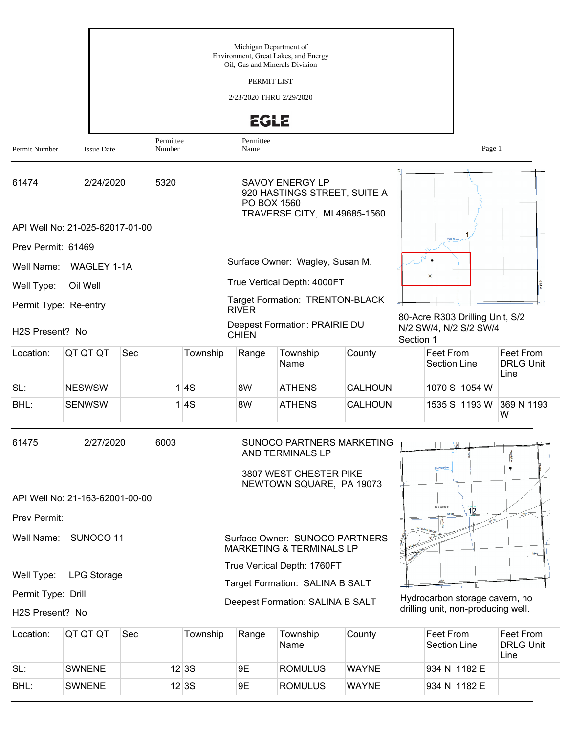Michigan Department of
Environment, Great Lakes, and Energy
Oil, Gas and Minerals Division

PERMIT LIST

2/23/2020 THRU 2/29/2020

EGLE

| Permit Number | Issue Date | Permittee Number | Permittee Name |
|---|---|---|---|

---

**61474** | 2/24/2020 | 5320

SAVOY ENERGY LP
920 HASTINGS STREET, SUITE A
PO BOX 1560
TRAVERSE CITY, MI 49685-1560

API Well No: 21-025-62017-01-00

Prev Permit: 61469

Well Name: WAGLEY 1-1A

Well Type: Oil Well

Permit Type: Re-entry

H2S Present? No

Surface Owner: Wagley, Susan M.

True Vertical Depth: 4000FT

Target Formation: TRENTON-BLACK RIVER

Deepest Formation: PRAIRIE DU CHIEN

80-Acre R303 Drilling Unit, S/2 N/2 SW/4, N/2 S/2 SW/4 Section 1

| Location: | QT QT QT | Sec | Township | Range | Township Name | County | Feet From Section Line | Feet From DRLG Unit Line |
|---|---|---|---|---|---|---|---|---|
| SL: | NESWSW | 1 | 4S | 8W | ATHENS | CALHOUN | 1070 S 1054 W | |
| BHL: | SENWSW | 1 | 4S | 8W | ATHENS | CALHOUN | 1535 S 1193 W | 369 N 1193 W |

---

**61475** | 2/27/2020 | 6003

SUNOCO PARTNERS MARKETING AND TERMINALS LP

3807 WEST CHESTER PIKE
NEWTOWN SQUARE, PA 19073

API Well No: 21-163-62001-00-00

Prev Permit:

Well Name: SUNOCO 11

Well Type: LPG Storage

Permit Type: Drill

H2S Present? No

Surface Owner: SUNOCO PARTNERS MARKETING & TERMINALS LP

True Vertical Depth: 1760FT

Target Formation: SALINA B SALT

Deepest Formation: SALINA B SALT

Hydrocarbon storage cavern, no drilling unit, non-producing well.

| Location: | QT QT QT | Sec | Township | Range | Township Name | County | Feet From Section Line | Feet From DRLG Unit Line |
|---|---|---|---|---|---|---|---|---|
| SL: | SWNENE | 12 | 3S | 9E | ROMULUS | WAYNE | 934 N 1182 E | |
| BHL: | SWNENE | 12 | 3S | 9E | ROMULUS | WAYNE | 934 N 1182 E | |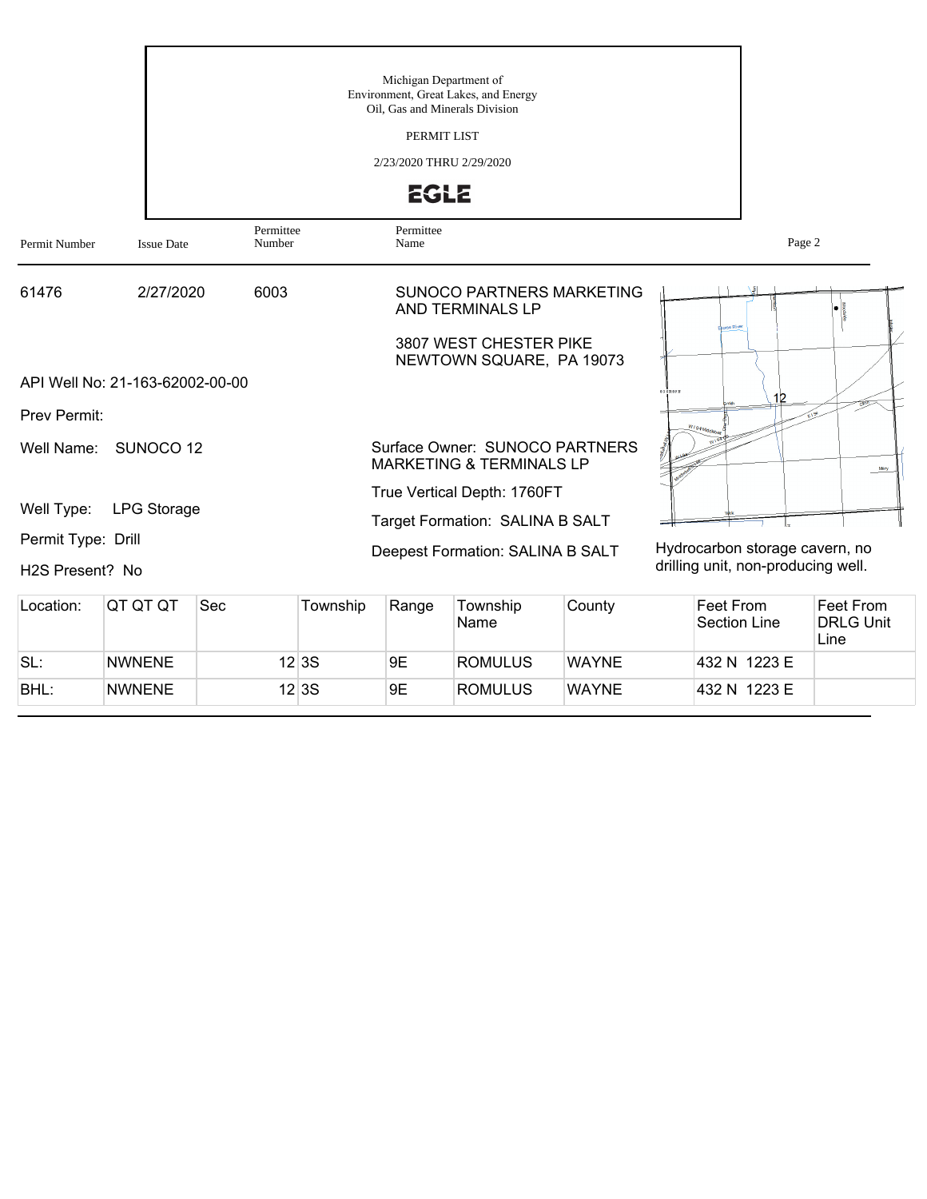Michigan Department of
Environment, Great Lakes, and Energy
Oil, Gas and Minerals Division

PERMIT LIST

2/23/2020 THRU 2/29/2020

EGLE

| Permit Number | Issue Date | Permittee Number | Permittee Name |
|---|---|---|---|
| 61476 | 2/27/2020 | 6003 | SUNOCO PARTNERS MARKETING AND TERMINALS LP |

3807 WEST CHESTER PIKE
NEWTOWN SQUARE, PA 19073

API Well No: 21-163-62002-00-00

Prev Permit:

Well Name: SUNOCO 12

Surface Owner: SUNOCO PARTNERS MARKETING & TERMINALS LP

True Vertical Depth: 1760FT

Well Type: LPG Storage

Target Formation: SALINA B SALT

Permit Type: Drill

Deepest Formation: SALINA B SALT

H2S Present? No

Hydrocarbon storage cavern, no drilling unit, non-producing well.

| Location: | QT QT QT | Sec | Township | Range | Township Name | County | Feet From Section Line | Feet From DRLG Unit Line |
|---|---|---|---|---|---|---|---|---|
| SL: | NWNENE | 12 | 3S | 9E | ROMULUS | WAYNE | 432 N 1223 E | |
| BHL: | NWNENE | 12 | 3S | 9E | ROMULUS | WAYNE | 432 N 1223 E | |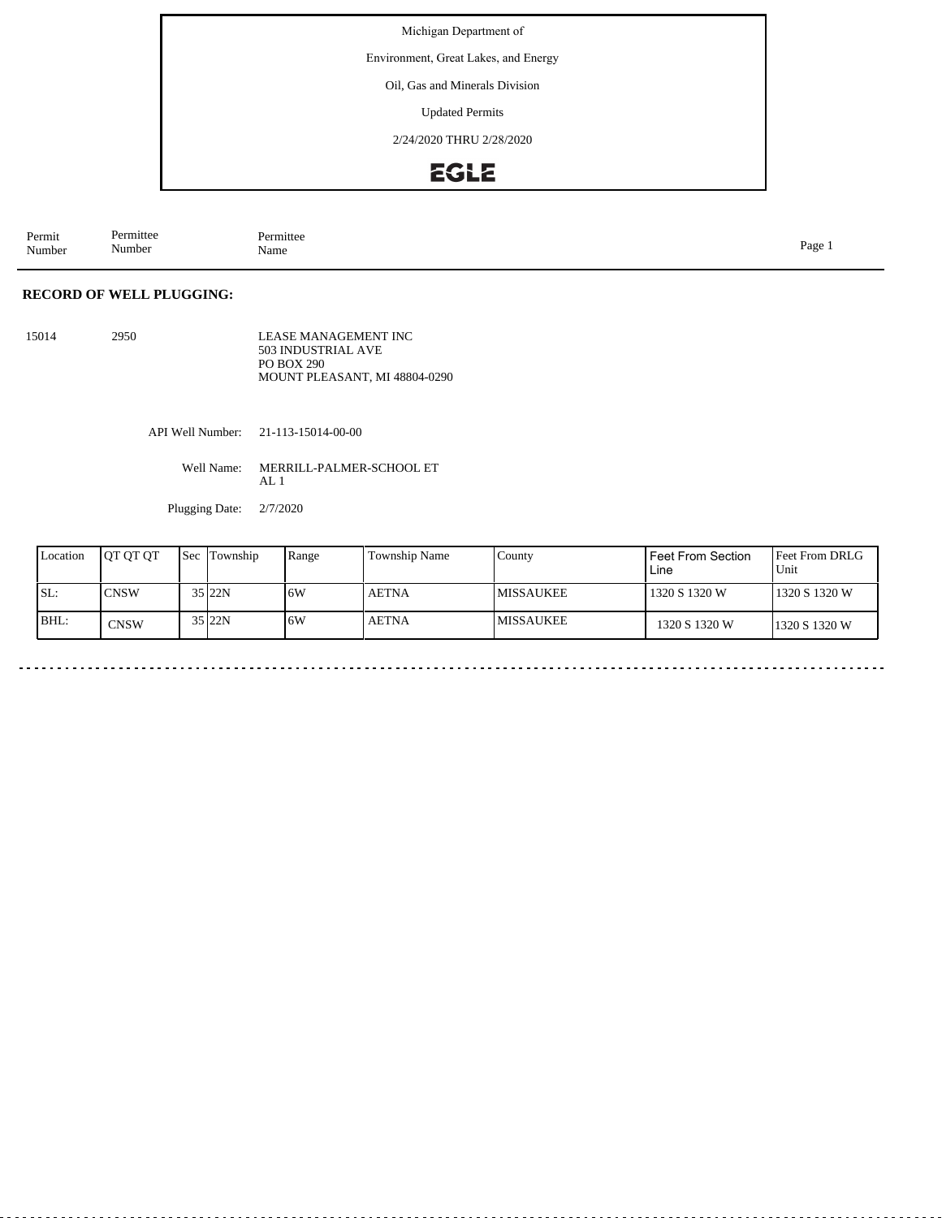Michigan Department of

Environment, Great Lakes, and Energy

Oil, Gas and Minerals Division

Updated Permits

2/24/2020 THRU 2/28/2020

EGLE

| Permit Number | Permittee Number | Permittee Name |
|---|---|---|

**RECORD OF WELL PLUGGING:**

15014 2950 LEASE MANAGEMENT INC
503 INDUSTRIAL AVE
PO BOX 290
MOUNT PLEASANT, MI 48804-0290

API Well Number: 21-113-15014-00-00

Well Name: MERRILL-PALMER-SCHOOL ET AL 1

Plugging Date: 2/7/2020

| Location | QT QT QT | Sec | Township | Range | Township Name | County | Feet From Section Line | Feet From DRLG Unit |
|---|---|---|---|---|---|---|---|---|
| SL: | CNSW | 35 | 22N | 6W | AETNA | MISSAUKEE | 1320 S 1320 W | 1320 S 1320 W |
| BHL: | CNSW | 35 | 22N | 6W | AETNA | MISSAUKEE | 1320 S 1320 W | 1320 S 1320 W |